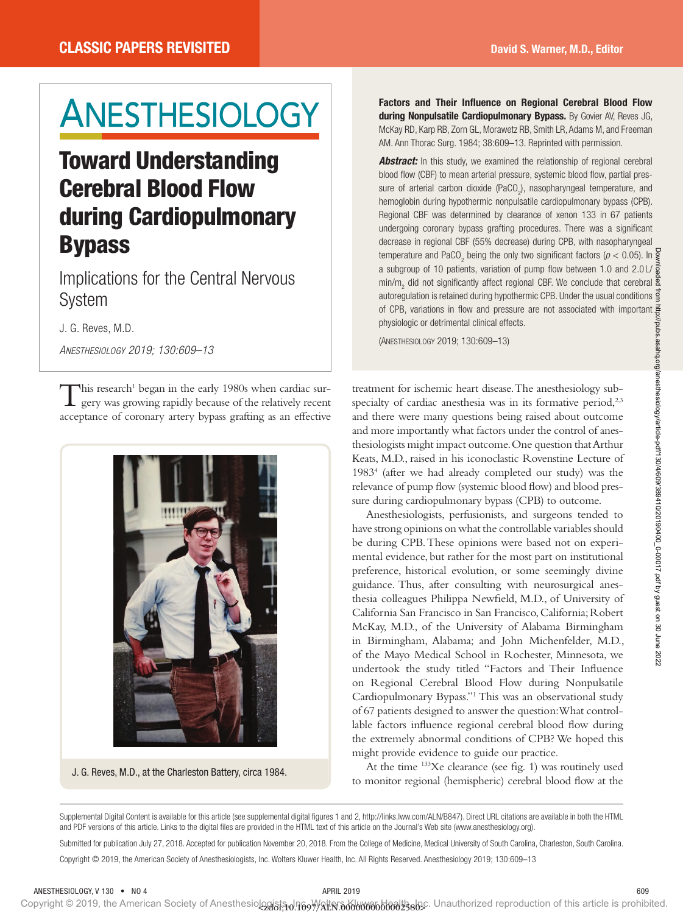CLASSIC PAPERS REVISITED

David S. Warner, M.D., Editor

ANESTHESIOLOGY

# Toward Understanding Cerebral Blood Flow during Cardiopulmonary Bypass

## Implications for the Central Nervous System

J. G. Reves, M.D.

*ANESTHESIOLOGY 2019; 130:609–13*

**Factors and Their Influence on Regional Cerebral Blood Flow during Nonpulsatile Cardiopulmonary Bypass.** By Govier AV, Reves JG, McKay RD, Karp RB, Zorn GL, Morawetz RB, Smith LR, Adams M, and Freeman AM. Ann Thorac Surg. 1984; 38:609–13. Reprinted with permission.

***Abstract:*** In this study, we examined the relationship of regional cerebral blood flow (CBF) to mean arterial pressure, systemic blood flow, partial pressure of arterial carbon dioxide ($PaCO_2$), nasopharyngeal temperature, and hemoglobin during hypothermic nonpulsatile cardiopulmonary bypass (CPB). Regional CBF was determined by clearance of xenon 133 in 67 patients undergoing coronary bypass grafting procedures. There was a significant decrease in regional CBF (55% decrease) during CPB, with nasopharyngeal temperature and $PaCO_2$ being the only two significant factors ($p < 0.05$). In a subgroup of 10 patients, variation of pump flow between 1.0 and 2.0 L/min/$m_2$ did not significantly affect regional CBF. We conclude that cerebral autoregulation is retained during hypothermic CPB. Under the usual conditions of CPB, variations in flow and pressure are not associated with important physiologic or detrimental clinical effects.

(ANESTHESIOLOGY 2019; 130:609–13)

This research[1] began in the early 1980s when cardiac surgery was growing rapidly because of the relatively recent acceptance of coronary artery bypass grafting as an effective treatment for ischemic heart disease. The anesthesiology subspecialty of cardiac anesthesia was in its formative period,[2,3] and there were many questions being raised about outcome and more importantly what factors under the control of anesthesiologists might impact outcome. One question that Arthur Keats, M.D., raised in his iconoclastic Rovenstine Lecture of 1983[4] (after we had already completed our study) was the relevance of pump flow (systemic blood flow) and blood pressure during cardiopulmonary bypass (CPB) to outcome.

Anesthesiologists, perfusionists, and surgeons tended to have strong opinions on what the controllable variables should be during CPB. These opinions were based not on experimental evidence, but rather for the most part on institutional preference, historical evolution, or some seemingly divine guidance. Thus, after consulting with neurosurgical anesthesia colleagues Philippa Newfield, M.D., of University of California San Francisco in San Francisco, California; Robert McKay, M.D., of the University of Alabama Birmingham in Birmingham, Alabama; and John Michenfelder, M.D., of the Mayo Medical School in Rochester, Minnesota, we undertook the study titled "Factors and Their Influence on Regional Cerebral Blood Flow during Nonpulsatile Cardiopulmonary Bypass."[1] This was an observational study of 67 patients designed to answer the question: What controllable factors influence regional cerebral blood flow during the extremely abnormal conditions of CPB? We hoped this might provide evidence to guide our practice.

At the time $^{133}Xe$ clearance (see fig. 1) was routinely used to monitor regional (hemispheric) cerebral blood flow at the

J. G. Reves, M.D., at the Charleston Battery, circa 1984.

Supplemental Digital Content is available for this article (see supplemental digital figures 1 and 2, http://links.lww.com/ALN/B847). Direct URL citations are available in both the HTML and PDF versions of this article. Links to the digital files are provided in the HTML text of this article on the Journal's Web site (www.anesthesiology.org).

Submitted for publication July 27, 2018. Accepted for publication November 20, 2018. From the College of Medicine, Medical University of South Carolina, Charleston, South Carolina.

Copyright © 2019, the American Society of Anesthesiologists, Inc. Wolters Kluwer Health, Inc. All Rights Reserved. Anesthesiology 2019; 130:609–13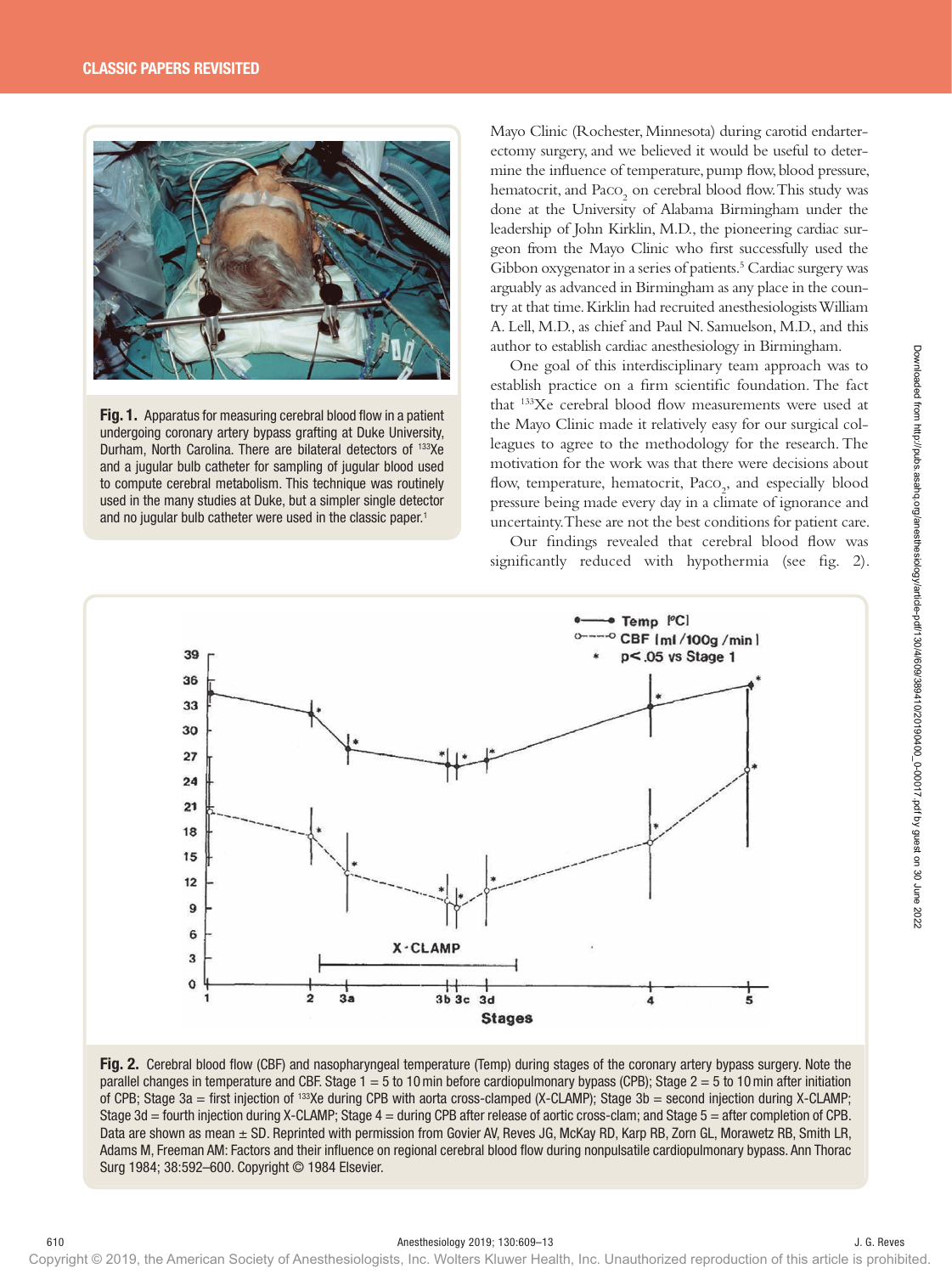**Fig. 1.** Apparatus for measuring cerebral blood flow in a patient undergoing coronary artery bypass grafting at Duke University, Durham, North Carolina. There are bilateral detectors of $^{133}$Xe and a jugular bulb catheter for sampling of jugular blood used to compute cerebral metabolism. This technique was routinely used in the many studies at Duke, but a simpler single detector and no jugular bulb catheter were used in the classic paper.[1]

Mayo Clinic (Rochester, Minnesota) during carotid endarterectomy surgery, and we believed it would be useful to determine the influence of temperature, pump flow, blood pressure, hematocrit, and $Pa_{CO_2}$ on cerebral blood flow. This study was done at the University of Alabama Birmingham under the leadership of John Kirklin, M.D., the pioneering cardiac surgeon from the Mayo Clinic who first successfully used the Gibbon oxygenator in a series of patients.[5] Cardiac surgery was arguably as advanced in Birmingham as any place in the country at that time. Kirklin had recruited anesthesiologists William A. Lell, M.D., as chief and Paul N. Samuelson, M.D., and this author to establish cardiac anesthesiology in Birmingham.

One goal of this interdisciplinary team approach was to establish practice on a firm scientific foundation. The fact that $^{133}$Xe cerebral blood flow measurements were used at the Mayo Clinic made it relatively easy for our surgical colleagues to agree to the methodology for the research. The motivation for the work was that there were decisions about flow, temperature, hematocrit, $Pa_{CO_2}$, and especially blood pressure being made every day in a climate of ignorance and uncertainty. These are not the best conditions for patient care.

Our findings revealed that cerebral blood flow was significantly reduced with hypothermia (see fig. 2).

**Fig. 2.** Cerebral blood flow (CBF) and nasopharyngeal temperature (Temp) during stages of the coronary artery bypass surgery. Note the parallel changes in temperature and CBF. Stage 1 = 5 to 10 min before cardiopulmonary bypass (CPB); Stage 2 = 5 to 10 min after initiation of CPB; Stage 3a = first injection of $^{133}$Xe during CPB with aorta cross-clamped (X-CLAMP); Stage 3b = second injection during X-CLAMP; Stage 3d = fourth injection during X-CLAMP; Stage 4 = during CPB after release of aortic cross-clam; and Stage 5 = after completion of CPB. Data are shown as mean ± SD. Reprinted with permission from Govier AV, Reves JG, McKay RD, Karp RB, Zorn GL, Morawetz RB, Smith LR, Adams M, Freeman AM: Factors and their influence on regional cerebral blood flow during nonpulsatile cardiopulmonary bypass. Ann Thorac Surg 1984; 38:592–600. Copyright © 1984 Elsevier.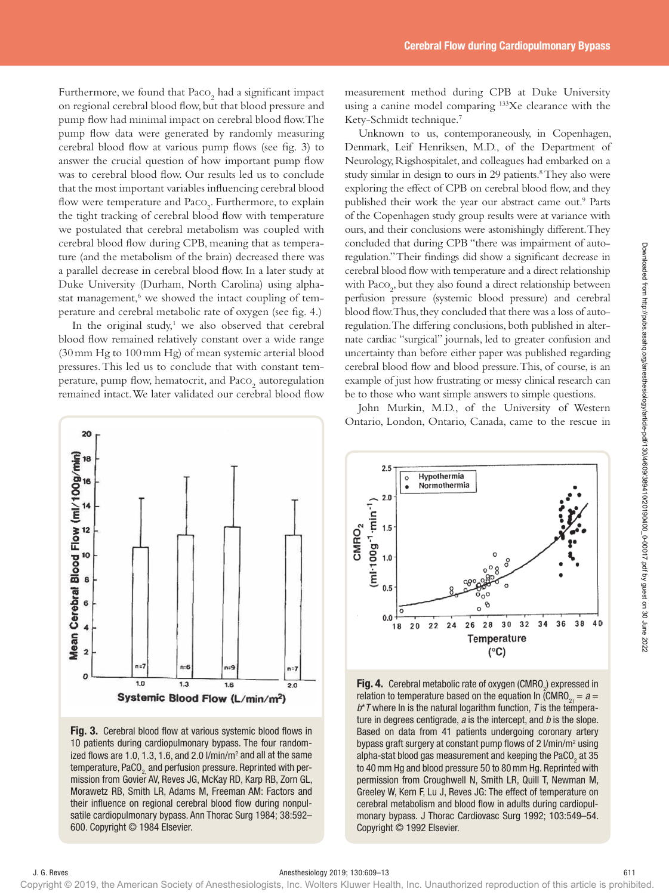Furthermore, we found that $Pa_{CO_2}$ had a significant impact on regional cerebral blood flow, but that blood pressure and pump flow had minimal impact on cerebral blood flow. The pump flow data were generated by randomly measuring cerebral blood flow at various pump flows (see fig. 3) to answer the crucial question of how important pump flow was to cerebral blood flow. Our results led us to conclude that the most important variables influencing cerebral blood flow were temperature and $Pa_{CO_2}$. Furthermore, to explain the tight tracking of cerebral blood flow with temperature we postulated that cerebral metabolism was coupled with cerebral blood flow during CPB, meaning that as temperature (and the metabolism of the brain) decreased there was a parallel decrease in cerebral blood flow. In a later study at Duke University (Durham, North Carolina) using alpha-stat management,[6] we showed the intact coupling of temperature and cerebral metabolic rate of oxygen (see fig. 4.)

In the original study,[1] we also observed that cerebral blood flow remained relatively constant over a wide range (30 mm Hg to 100 mm Hg) of mean systemic arterial blood pressures. This led us to conclude that with constant temperature, pump flow, hematocrit, and $Pa_{CO_2}$ autoregulation remained intact. We later validated our cerebral blood flow measurement method during CPB at Duke University using a canine model comparing [133]Xe clearance with the Kety-Schmidt technique.[7]

Unknown to us, contemporaneously, in Copenhagen, Denmark, Leif Henriksen, M.D., of the Department of Neurology, Rigshospitalet, and colleagues had embarked on a study similar in design to ours in 29 patients.[8] They also were exploring the effect of CPB on cerebral blood flow, and they published their work the year our abstract came out.[9] Parts of the Copenhagen study group results were at variance with ours, and their conclusions were astonishingly different. They concluded that during CPB "there was impairment of autoregulation." Their findings did show a significant decrease in cerebral blood flow with temperature and a direct relationship with $Pa_{CO_2}$, but they also found a direct relationship between perfusion pressure (systemic blood pressure) and cerebral blood flow. Thus, they concluded that there was a loss of autoregulation. The differing conclusions, both published in alternate cardiac "surgical" journals, led to greater confusion and uncertainty than before either paper was published regarding cerebral blood flow and blood pressure. This, of course, is an example of just how frustrating or messy clinical research can be to those who want simple answers to simple questions.

John Murkin, M.D., of the University of Western Ontario, London, Ontario, Canada, came to the rescue in

**Fig. 3.** Cerebral blood flow at various systemic blood flows in 10 patients during cardiopulmonary bypass. The four randomized flows are 1.0, 1.3, 1.6, and 2.0 l/min/m² and all at the same temperature, $PaCO_2$, and perfusion pressure. Reprinted with permission from Govier AV, Reves JG, McKay RD, Karp RB, Zorn GL, Morawetz RB, Smith LR, Adams M, Freeman AM: Factors and their influence on regional cerebral blood flow during nonpulsatile cardiopulmonary bypass. Ann Thorac Surg 1984; 38:592–600. Copyright © 1984 Elsevier.

**Fig. 4.** Cerebral metabolic rate of oxygen ($CMRO_2$) expressed in relation to temperature based on the equation $\ln(CMRO_2) = a = b^*T$ where ln is the natural logarithm function, $T$ is the temperature in degrees centigrade, $a$ is the intercept, and $b$ is the slope. Based on data from 41 patients undergoing coronary artery bypass graft surgery at constant pump flows of 2 l/min/m² using alpha-stat blood gas measurement and keeping the $PaCO_2$ at 35 to 40 mm Hg and blood pressure 50 to 80 mm Hg. Reprinted with permission from Croughwell N, Smith LR, Quill T, Newman M, Greeley W, Kern F, Lu J, Reves JG: The effect of temperature on cerebral metabolism and blood flow in adults during cardiopulmonary bypass. J Thorac Cardiovasc Surg 1992; 103:549–54. Copyright © 1992 Elsevier.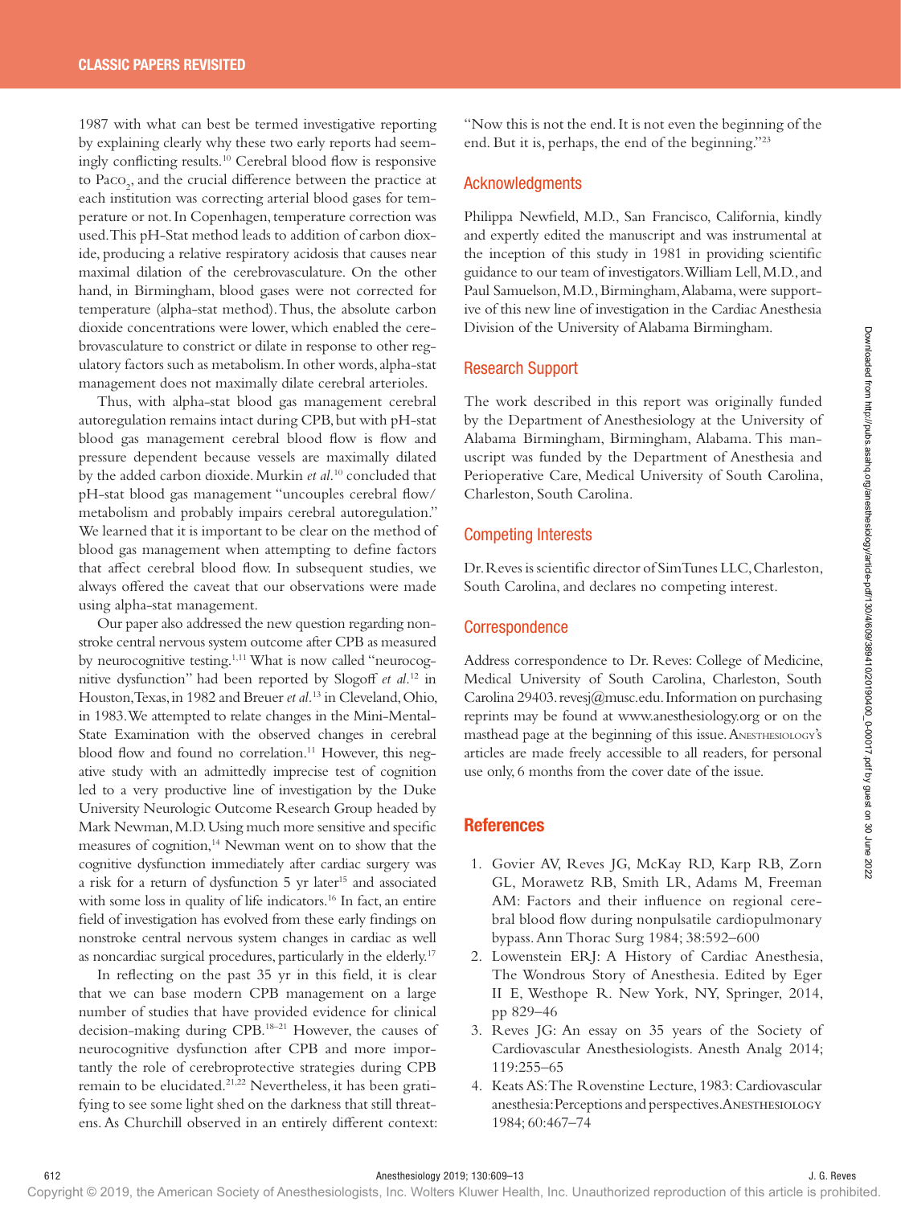1987 with what can best be termed investigative reporting by explaining clearly why these two early reports had seemingly conflicting results.[10] Cerebral blood flow is responsive to $Pa_{CO_2}$, and the crucial difference between the practice at each institution was correcting arterial blood gases for temperature or not. In Copenhagen, temperature correction was used. This pH-Stat method leads to addition of carbon dioxide, producing a relative respiratory acidosis that causes near maximal dilation of the cerebrovasculature. On the other hand, in Birmingham, blood gases were not corrected for temperature (alpha-stat method). Thus, the absolute carbon dioxide concentrations were lower, which enabled the cerebrovasculature to constrict or dilate in response to other regulatory factors such as metabolism. In other words, alpha-stat management does not maximally dilate cerebral arterioles.

Thus, with alpha-stat blood gas management cerebral autoregulation remains intact during CPB, but with pH-stat blood gas management cerebral blood flow is flow and pressure dependent because vessels are maximally dilated by the added carbon dioxide. Murkin *et al.*[10] concluded that pH-stat blood gas management "uncouples cerebral flow/metabolism and probably impairs cerebral autoregulation." We learned that it is important to be clear on the method of blood gas management when attempting to define factors that affect cerebral blood flow. In subsequent studies, we always offered the caveat that our observations were made using alpha-stat management.

Our paper also addressed the new question regarding nonstroke central nervous system outcome after CPB as measured by neurocognitive testing.[1,11] What is now called "neurocognitive dysfunction" had been reported by Slogoff *et al.*[12] in Houston, Texas, in 1982 and Breuer *et al.*[13] in Cleveland, Ohio, in 1983. We attempted to relate changes in the Mini-Mental-State Examination with the observed changes in cerebral blood flow and found no correlation.[11] However, this negative study with an admittedly imprecise test of cognition led to a very productive line of investigation by the Duke University Neurologic Outcome Research Group headed by Mark Newman, M.D. Using much more sensitive and specific measures of cognition,[14] Newman went on to show that the cognitive dysfunction immediately after cardiac surgery was a risk for a return of dysfunction 5 yr later[15] and associated with some loss in quality of life indicators.[16] In fact, an entire field of investigation has evolved from these early findings on nonstroke central nervous system changes in cardiac as well as noncardiac surgical procedures, particularly in the elderly.[17]

In reflecting on the past 35 yr in this field, it is clear that we can base modern CPB management on a large number of studies that have provided evidence for clinical decision-making during CPB.[18–21] However, the causes of neurocognitive dysfunction after CPB and more importantly the role of cerebroprotective strategies during CPB remain to be elucidated.[21,22] Nevertheless, it has been gratifying to see some light shed on the darkness that still threatens. As Churchill observed in an entirely different context: "Now this is not the end. It is not even the beginning of the end. But it is, perhaps, the end of the beginning."[23]

## Acknowledgments

Philippa Newfield, M.D., San Francisco, California, kindly and expertly edited the manuscript and was instrumental at the inception of this study in 1981 in providing scientific guidance to our team of investigators. William Lell, M.D., and Paul Samuelson, M.D., Birmingham, Alabama, were supportive of this new line of investigation in the Cardiac Anesthesia Division of the University of Alabama Birmingham.

## Research Support

The work described in this report was originally funded by the Department of Anesthesiology at the University of Alabama Birmingham, Birmingham, Alabama. This manuscript was funded by the Department of Anesthesia and Perioperative Care, Medical University of South Carolina, Charleston, South Carolina.

## Competing Interests

Dr. Reves is scientific director of SimTunes LLC, Charleston, South Carolina, and declares no competing interest.

## Correspondence

Address correspondence to Dr. Reves: College of Medicine, Medical University of South Carolina, Charleston, South Carolina 29403. revesj@musc.edu. Information on purchasing reprints may be found at www.anesthesiology.org or on the masthead page at the beginning of this issue. Anesthesiology's articles are made freely accessible to all readers, for personal use only, 6 months from the cover date of the issue.

## References

1. Govier AV, Reves JG, McKay RD, Karp RB, Zorn GL, Morawetz RB, Smith LR, Adams M, Freeman AM: Factors and their influence on regional cerebral blood flow during nonpulsatile cardiopulmonary bypass. Ann Thorac Surg 1984; 38:592–600
2. Lowenstein ERJ: A History of Cardiac Anesthesia, The Wondrous Story of Anesthesia. Edited by Eger II E, Westhope R. New York, NY, Springer, 2014, pp 829–46
3. Reves JG: An essay on 35 years of the Society of Cardiovascular Anesthesiologists. Anesth Analg 2014; 119:255–65
4. Keats AS: The Rovenstine Lecture, 1983: Cardiovascular anesthesia: Perceptions and perspectives. Anesthesiology 1984; 60:467–74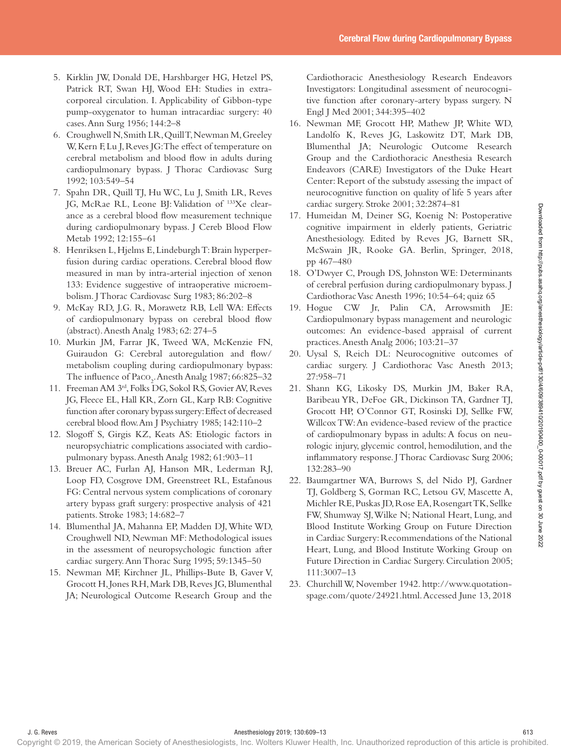5. Kirklin JW, Donald DE, Harshbarger HG, Hetzel PS, Patrick RT, Swan HJ, Wood EH: Studies in extracorporeal circulation. I. Applicability of Gibbon-type pump-oxygenator to human intracardiac surgery: 40 cases. Ann Surg 1956; 144:2–8
6. Croughwell N, Smith LR, Quill T, Newman M, Greeley W, Kern F, Lu J, Reves JG: The effect of temperature on cerebral metabolism and blood flow in adults during cardiopulmonary bypass. J Thorac Cardiovasc Surg 1992; 103:549–54
7. Spahn DR, Quill TJ, Hu WC, Lu J, Smith LR, Reves JG, McRae RL, Leone BJ: Validation of $^{133}$Xe clearance as a cerebral blood flow measurement technique during cardiopulmonary bypass. J Cereb Blood Flow Metab 1992; 12:155–61
8. Henriksen L, Hjelms E, Lindeburgh T: Brain hyperperfusion during cardiac operations. Cerebral blood flow measured in man by intra-arterial injection of xenon 133: Evidence suggestive of intraoperative microembolism. J Thorac Cardiovasc Surg 1983; 86:202–8
9. McKay RD, J.G. R, Morawetz RB, Lell WA: Effects of cardiopulmonary bypass on cerebral blood flow (abstract). Anesth Analg 1983; 62: 274–5
10. Murkin JM, Farrar JK, Tweed WA, McKenzie FN, Guiraudon G: Cerebral autoregulation and flow/metabolism coupling during cardiopulmonary bypass: The influence of $Pa_{CO_2}$. Anesth Analg 1987; 66:825–32
11. Freeman AM 3rd, Folks DG, Sokol RS, Govier AV, Reves JG, Fleece EL, Hall KR, Zorn GL, Karp RB: Cognitive function after coronary bypass surgery: Effect of decreased cerebral blood flow. Am J Psychiatry 1985; 142:110–2
12. Slogoff S, Girgis KZ, Keats AS: Etiologic factors in neuropsychiatric complications associated with cardiopulmonary bypass. Anesth Analg 1982; 61:903–11
13. Breuer AC, Furlan AJ, Hanson MR, Lederman RJ, Loop FD, Cosgrove DM, Greenstreet RL, Estafanous FG: Central nervous system complications of coronary artery bypass graft surgery: prospective analysis of 421 patients. Stroke 1983; 14:682–7
14. Blumenthal JA, Mahanna EP, Madden DJ, White WD, Croughwell ND, Newman MF: Methodological issues in the assessment of neuropsychologic function after cardiac surgery. Ann Thorac Surg 1995; 59:1345–50
15. Newman MF, Kirchner JL, Phillips-Bute B, Gaver V, Grocott H, Jones RH, Mark DB, Reves JG, Blumenthal JA; Neurological Outcome Research Group and the Cardiothoracic Anesthesiology Research Endeavors Investigators: Longitudinal assessment of neurocognitive function after coronary-artery bypass surgery. N Engl J Med 2001; 344:395–402
16. Newman MF, Grocott HP, Mathew JP, White WD, Landolfo K, Reves JG, Laskowitz DT, Mark DB, Blumenthal JA; Neurologic Outcome Research Group and the Cardiothoracic Anesthesia Research Endeavors (CARE) Investigators of the Duke Heart Center: Report of the substudy assessing the impact of neurocognitive function on quality of life 5 years after cardiac surgery. Stroke 2001; 32:2874–81
17. Humeidan M, Deiner SG, Koenig N: Postoperative cognitive impairment in elderly patients, Geriatric Anesthesiology. Edited by Reves JG, Barnett SR, McSwain JR, Rooke GA. Berlin, Springer, 2018, pp 467–480
18. O'Dwyer C, Prough DS, Johnston WE: Determinants of cerebral perfusion during cardiopulmonary bypass. J Cardiothorac Vasc Anesth 1996; 10:54–64; quiz 65
19. Hogue CW Jr, Palin CA, Arrowsmith JE: Cardiopulmonary bypass management and neurologic outcomes: An evidence-based appraisal of current practices. Anesth Analg 2006; 103:21–37
20. Uysal S, Reich DL: Neurocognitive outcomes of cardiac surgery. J Cardiothorac Vasc Anesth 2013; 27:958–71
21. Shann KG, Likosky DS, Murkin JM, Baker RA, Baribeau YR, DeFoe GR, Dickinson TA, Gardner TJ, Grocott HP, O'Connor GT, Rosinski DJ, Sellke FW, Willcox TW: An evidence-based review of the practice of cardiopulmonary bypass in adults: A focus on neurologic injury, glycemic control, hemodilution, and the inflammatory response. J Thorac Cardiovasc Surg 2006; 132:283–90
22. Baumgartner WA, Burrows S, del Nido PJ, Gardner TJ, Goldberg S, Gorman RC, Letsou GV, Mascette A, Michler RE, Puskas JD, Rose EA, Rosengart TK, Sellke FW, Shumway SJ, Wilke N; National Heart, Lung, and Blood Institute Working Group on Future Direction in Cardiac Surgery: Recommendations of the National Heart, Lung, and Blood Institute Working Group on Future Direction in Cardiac Surgery. Circulation 2005; 111:3007–13
23. Churchill W, November 1942. http://www.quotationspage.com/quote/24921.html. Accessed June 13, 2018